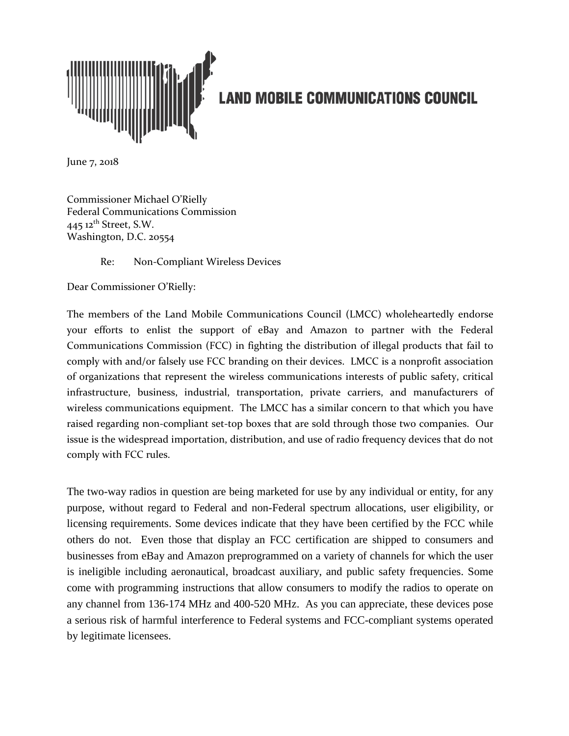**LAND MOBILE COMMUNICATIONS COUNCIL**

June 7, 2018

Commissioner Michael O'Rielly
Federal Communications Commission
445 12th Street, S.W.
Washington, D.C. 20554

Re: Non-Compliant Wireless Devices

Dear Commissioner O'Rielly:

The members of the Land Mobile Communications Council (LMCC) wholeheartedly endorse your efforts to enlist the support of eBay and Amazon to partner with the Federal Communications Commission (FCC) in fighting the distribution of illegal products that fail to comply with and/or falsely use FCC branding on their devices. LMCC is a nonprofit association of organizations that represent the wireless communications interests of public safety, critical infrastructure, business, industrial, transportation, private carriers, and manufacturers of wireless communications equipment. The LMCC has a similar concern to that which you have raised regarding non-compliant set-top boxes that are sold through those two companies. Our issue is the widespread importation, distribution, and use of radio frequency devices that do not comply with FCC rules.

The two-way radios in question are being marketed for use by any individual or entity, for any purpose, without regard to Federal and non-Federal spectrum allocations, user eligibility, or licensing requirements. Some devices indicate that they have been certified by the FCC while others do not. Even those that display an FCC certification are shipped to consumers and businesses from eBay and Amazon preprogrammed on a variety of channels for which the user is ineligible including aeronautical, broadcast auxiliary, and public safety frequencies. Some come with programming instructions that allow consumers to modify the radios to operate on any channel from 136-174 MHz and 400-520 MHz. As you can appreciate, these devices pose a serious risk of harmful interference to Federal systems and FCC-compliant systems operated by legitimate licensees.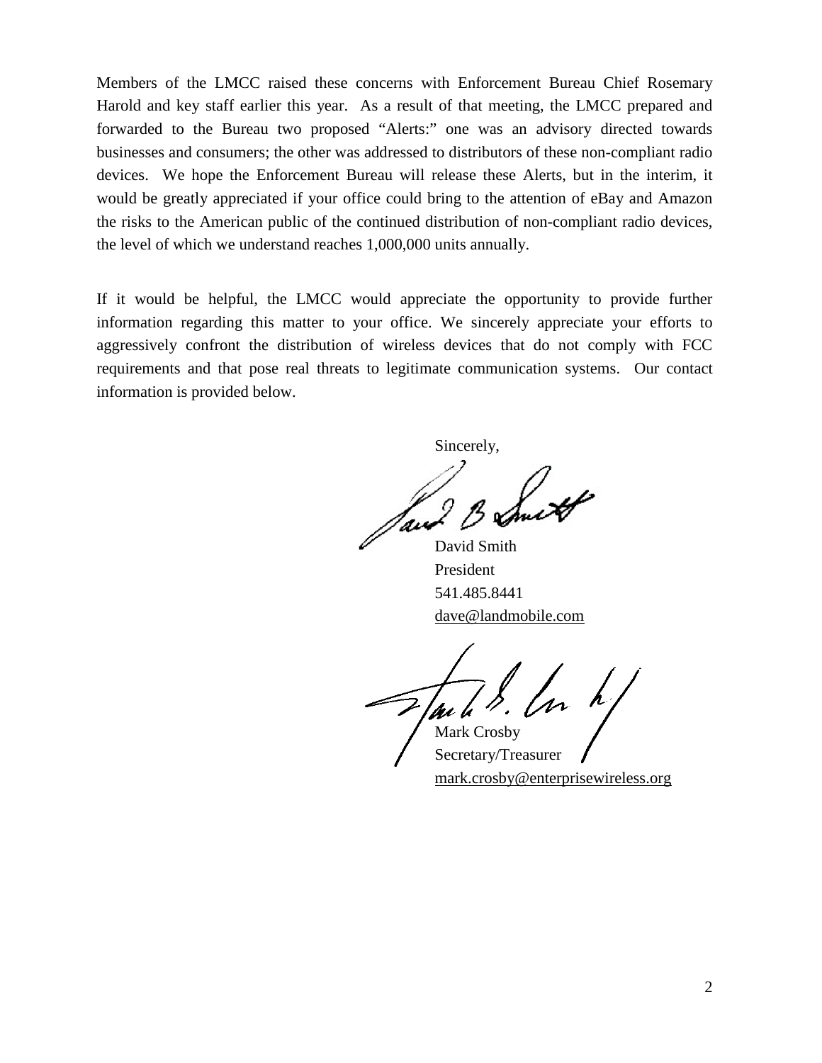Members of the LMCC raised these concerns with Enforcement Bureau Chief Rosemary Harold and key staff earlier this year. As a result of that meeting, the LMCC prepared and forwarded to the Bureau two proposed "Alerts:" one was an advisory directed towards businesses and consumers; the other was addressed to distributors of these non-compliant radio devices. We hope the Enforcement Bureau will release these Alerts, but in the interim, it would be greatly appreciated if your office could bring to the attention of eBay and Amazon the risks to the American public of the continued distribution of non-compliant radio devices, the level of which we understand reaches 1,000,000 units annually.

If it would be helpful, the LMCC would appreciate the opportunity to provide further information regarding this matter to your office. We sincerely appreciate your efforts to aggressively confront the distribution of wireless devices that do not comply with FCC requirements and that pose real threats to legitimate communication systems. Our contact information is provided below.

Sincerely,

David Smith
President
541.485.8441
dave@landmobile.com

Mark Crosby
Secretary/Treasurer
mark.crosby@enterprisewireless.org